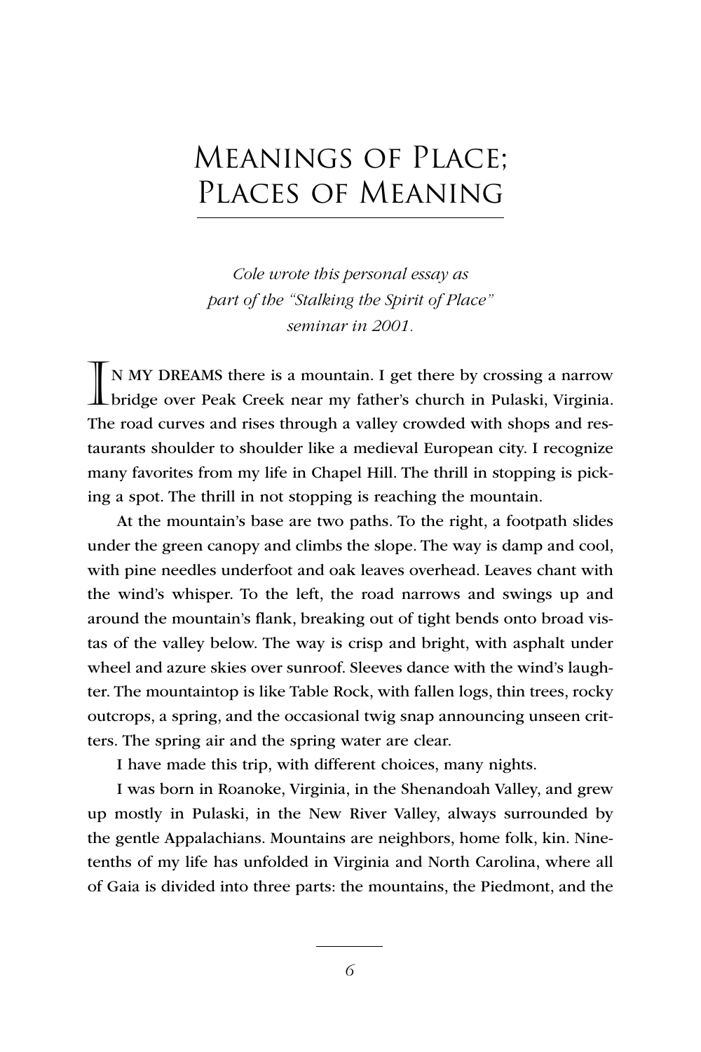# Meanings of Place; Places of Meaning

*Cole wrote this personal essay as part of the "Stalking the Spirit of Place" seminar in 2001.*

**In my dreams** there is a mountain. I get there by crossing a narrow bridge over Peak Creek near my father's church in Pulaski, Virginia. The road curves and rises through a valley crowded with shops and restaurants shoulder to shoulder like a medieval European city. I recognize many favorites from my life in Chapel Hill. The thrill in stopping is picking a spot. The thrill in not stopping is reaching the mountain.

At the mountain's base are two paths. To the right, a footpath slides under the green canopy and climbs the slope. The way is damp and cool, with pine needles underfoot and oak leaves overhead. Leaves chant with the wind's whisper. To the left, the road narrows and swings up and around the mountain's flank, breaking out of tight bends onto broad vistas of the valley below. The way is crisp and bright, with asphalt under wheel and azure skies over sunroof. Sleeves dance with the wind's laughter. The mountaintop is like Table Rock, with fallen logs, thin trees, rocky outcrops, a spring, and the occasional twig snap announcing unseen critters. The spring air and the spring water are clear.

I have made this trip, with different choices, many nights.

I was born in Roanoke, Virginia, in the Shenandoah Valley, and grew up mostly in Pulaski, in the New River Valley, always surrounded by the gentle Appalachians. Mountains are neighbors, home folk, kin. Nine-tenths of my life has unfolded in Virginia and North Carolina, where all of Gaia is divided into three parts: the mountains, the Piedmont, and the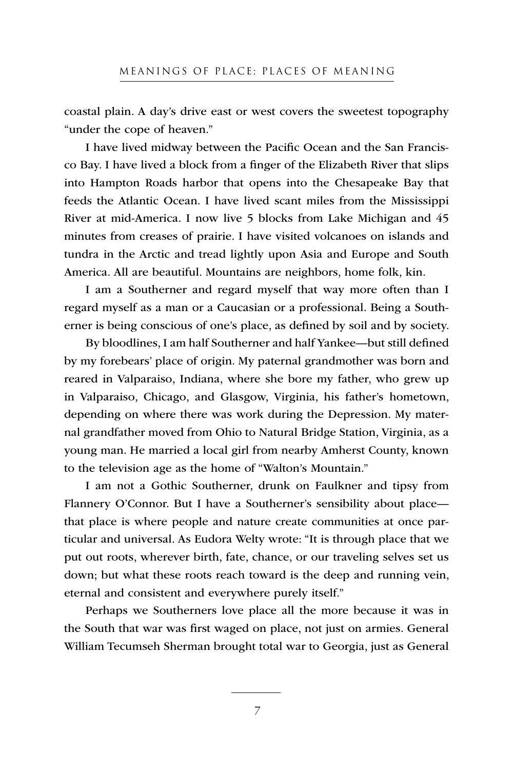coastal plain. A day's drive east or west covers the sweetest topography "under the cope of heaven."

I have lived midway between the Pacific Ocean and the San Francisco Bay. I have lived a block from a finger of the Elizabeth River that slips into Hampton Roads harbor that opens into the Chesapeake Bay that feeds the Atlantic Ocean. I have lived scant miles from the Mississippi River at mid-America. I now live 5 blocks from Lake Michigan and 45 minutes from creases of prairie. I have visited volcanoes on islands and tundra in the Arctic and tread lightly upon Asia and Europe and South America. All are beautiful. Mountains are neighbors, home folk, kin.

I am a Southerner and regard myself that way more often than I regard myself as a man or a Caucasian or a professional. Being a Southerner is being conscious of one's place, as defined by soil and by society.

By bloodlines, I am half Southerner and half Yankee—but still defined by my forebears' place of origin. My paternal grandmother was born and reared in Valparaiso, Indiana, where she bore my father, who grew up in Valparaiso, Chicago, and Glasgow, Virginia, his father's hometown, depending on where there was work during the Depression. My maternal grandfather moved from Ohio to Natural Bridge Station, Virginia, as a young man. He married a local girl from nearby Amherst County, known to the television age as the home of "Walton's Mountain."

I am not a Gothic Southerner, drunk on Faulkner and tipsy from Flannery O'Connor. But I have a Southerner's sensibility about place—that place is where people and nature create communities at once particular and universal. As Eudora Welty wrote: "It is through place that we put out roots, wherever birth, fate, chance, or our traveling selves set us down; but what these roots reach toward is the deep and running vein, eternal and consistent and everywhere purely itself."

Perhaps we Southerners love place all the more because it was in the South that war was first waged on place, not just on armies. General William Tecumseh Sherman brought total war to Georgia, just as General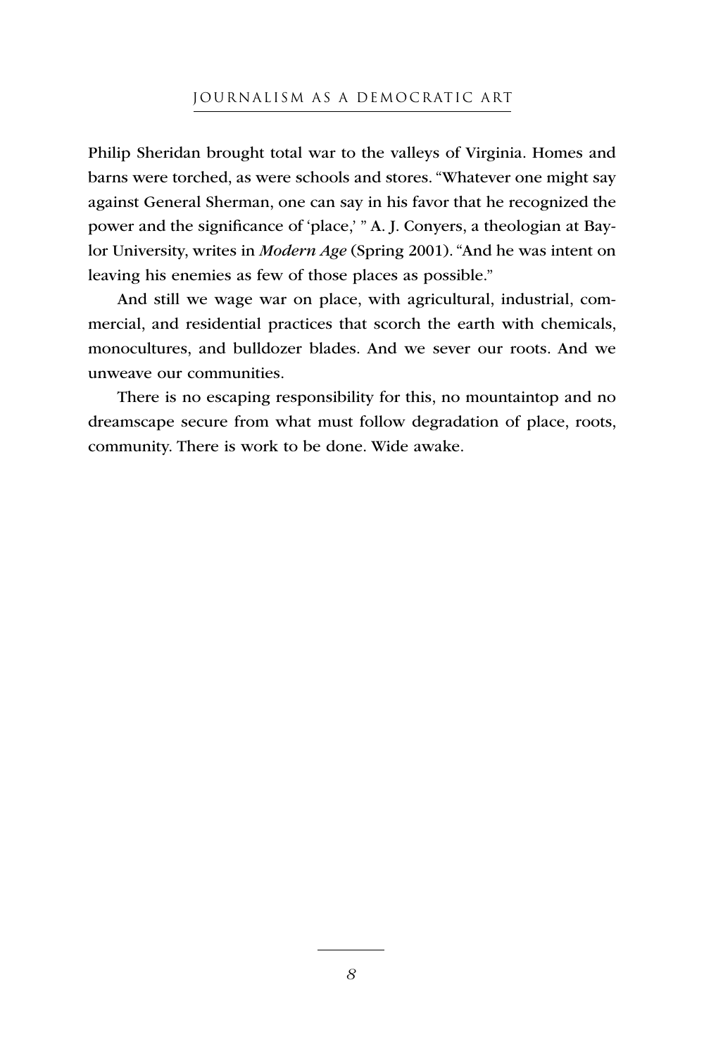Philip Sheridan brought total war to the valleys of Virginia. Homes and barns were torched, as were schools and stores. "Whatever one might say against General Sherman, one can say in his favor that he recognized the power and the significance of 'place,' " A. J. Conyers, a theologian at Baylor University, writes in *Modern Age* (Spring 2001). "And he was intent on leaving his enemies as few of those places as possible."

And still we wage war on place, with agricultural, industrial, commercial, and residential practices that scorch the earth with chemicals, monocultures, and bulldozer blades. And we sever our roots. And we unweave our communities.

There is no escaping responsibility for this, no mountaintop and no dreamscape secure from what must follow degradation of place, roots, community. There is work to be done. Wide awake.